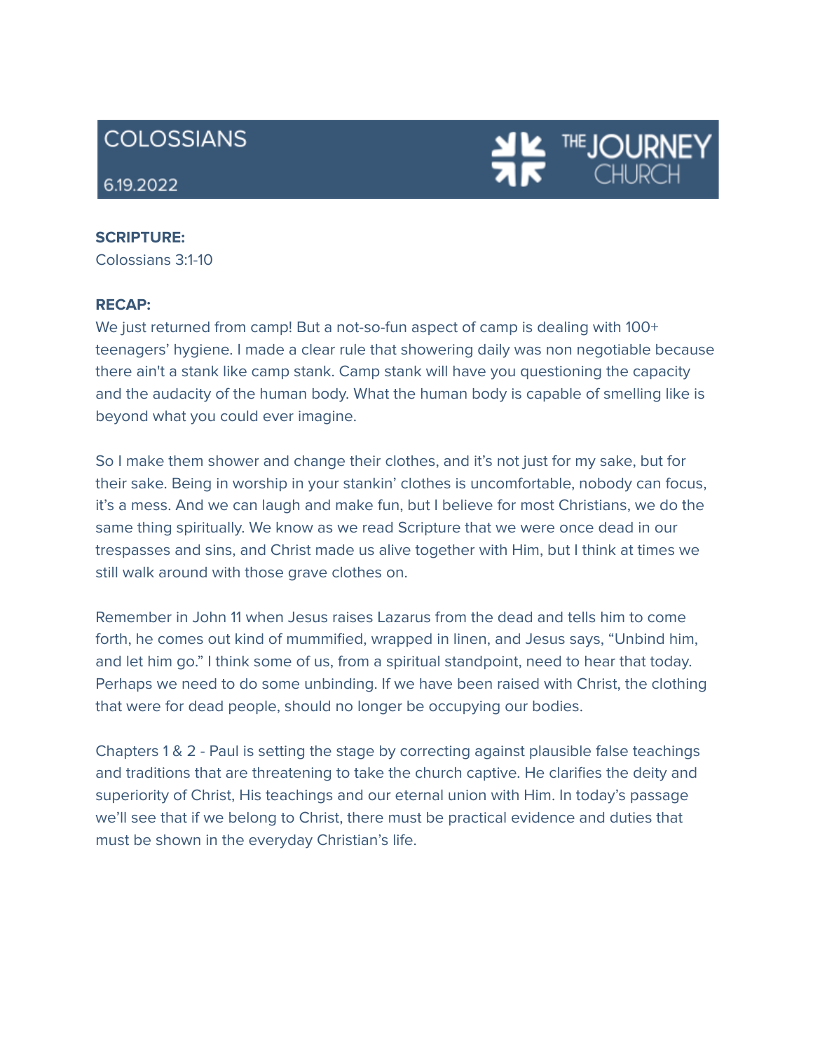# COLOSSIANS

6.19.2022

THE JOURNEY CHURCH

**SCRIPTURE:**
Colossians 3:1-10

**RECAP:**
We just returned from camp! But a not-so-fun aspect of camp is dealing with 100+ teenagers' hygiene. I made a clear rule that showering daily was non negotiable because there ain't a stank like camp stank. Camp stank will have you questioning the capacity and the audacity of the human body. What the human body is capable of smelling like is beyond what you could ever imagine.

So I make them shower and change their clothes, and it's not just for my sake, but for their sake. Being in worship in your stankin' clothes is uncomfortable, nobody can focus, it's a mess. And we can laugh and make fun, but I believe for most Christians, we do the same thing spiritually. We know as we read Scripture that we were once dead in our trespasses and sins, and Christ made us alive together with Him, but I think at times we still walk around with those grave clothes on.

Remember in John 11 when Jesus raises Lazarus from the dead and tells him to come forth, he comes out kind of mummified, wrapped in linen, and Jesus says, "Unbind him, and let him go." I think some of us, from a spiritual standpoint, need to hear that today. Perhaps we need to do some unbinding. If we have been raised with Christ, the clothing that were for dead people, should no longer be occupying our bodies.

Chapters 1 & 2 - Paul is setting the stage by correcting against plausible false teachings and traditions that are threatening to take the church captive. He clarifies the deity and superiority of Christ, His teachings and our eternal union with Him. In today's passage we'll see that if we belong to Christ, there must be practical evidence and duties that must be shown in the everyday Christian's life.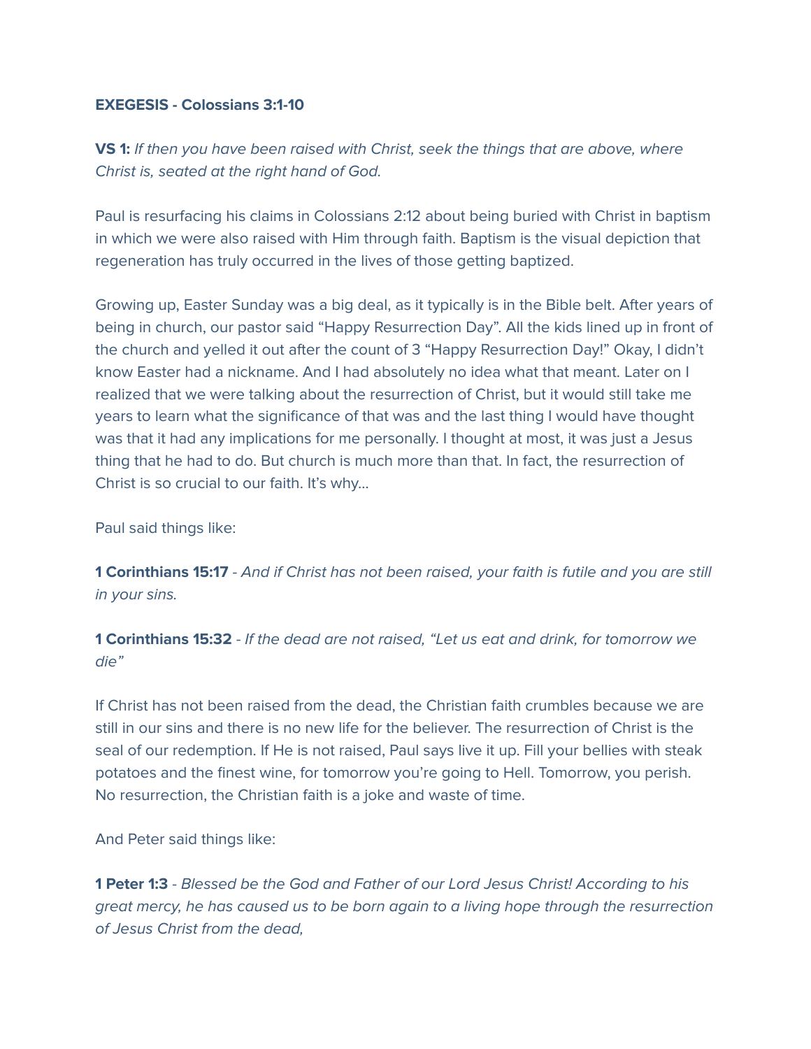**EXEGESIS - Colossians 3:1-10**

**VS 1:** *If then you have been raised with Christ, seek the things that are above, where Christ is, seated at the right hand of God.*

Paul is resurfacing his claims in Colossians 2:12 about being buried with Christ in baptism in which we were also raised with Him through faith. Baptism is the visual depiction that regeneration has truly occurred in the lives of those getting baptized.

Growing up, Easter Sunday was a big deal, as it typically is in the Bible belt. After years of being in church, our pastor said "Happy Resurrection Day". All the kids lined up in front of the church and yelled it out after the count of 3 "Happy Resurrection Day!" Okay, I didn't know Easter had a nickname. And I had absolutely no idea what that meant. Later on I realized that we were talking about the resurrection of Christ, but it would still take me years to learn what the significance of that was and the last thing I would have thought was that it had any implications for me personally. I thought at most, it was just a Jesus thing that he had to do. But church is much more than that. In fact, the resurrection of Christ is so crucial to our faith. It's why…

Paul said things like:

**1 Corinthians 15:17** - *And if Christ has not been raised, your faith is futile and you are still in your sins.*

**1 Corinthians 15:32** - *If the dead are not raised, "Let us eat and drink, for tomorrow we die"*

If Christ has not been raised from the dead, the Christian faith crumbles because we are still in our sins and there is no new life for the believer. The resurrection of Christ is the seal of our redemption. If He is not raised, Paul says live it up. Fill your bellies with steak potatoes and the finest wine, for tomorrow you're going to Hell. Tomorrow, you perish. No resurrection, the Christian faith is a joke and waste of time.

And Peter said things like:

**1 Peter 1:3** - *Blessed be the God and Father of our Lord Jesus Christ! According to his great mercy, he has caused us to be born again to a living hope through the resurrection of Jesus Christ from the dead,*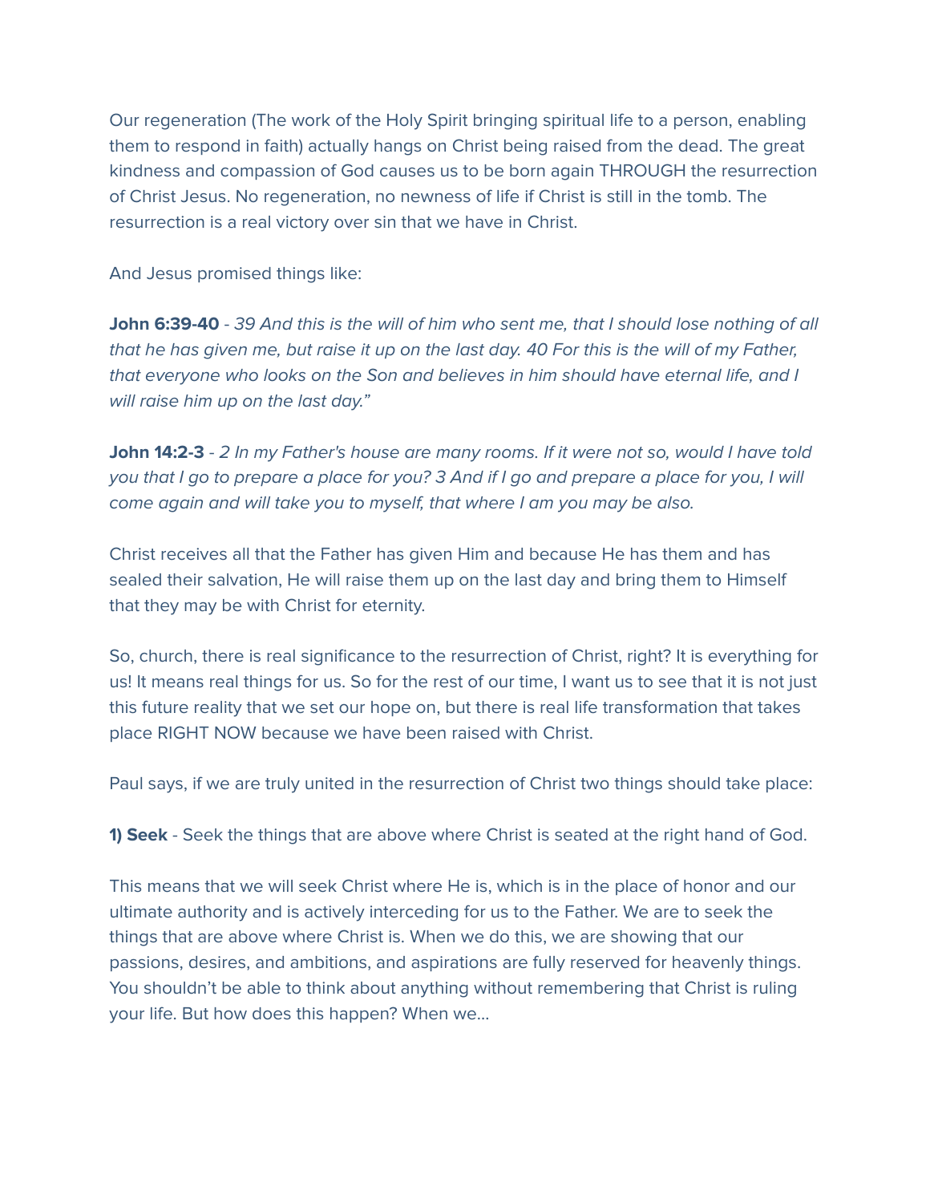Our regeneration (The work of the Holy Spirit bringing spiritual life to a person, enabling them to respond in faith) actually hangs on Christ being raised from the dead. The great kindness and compassion of God causes us to be born again THROUGH the resurrection of Christ Jesus. No regeneration, no newness of life if Christ is still in the tomb. The resurrection is a real victory over sin that we have in Christ.

And Jesus promised things like:

**John 6:39-40** - *39 And this is the will of him who sent me, that I should lose nothing of all that he has given me, but raise it up on the last day. 40 For this is the will of my Father, that everyone who looks on the Son and believes in him should have eternal life, and I will raise him up on the last day."*

**John 14:2-3** - *2 In my Father's house are many rooms. If it were not so, would I have told you that I go to prepare a place for you? 3 And if I go and prepare a place for you, I will come again and will take you to myself, that where I am you may be also.*

Christ receives all that the Father has given Him and because He has them and has sealed their salvation, He will raise them up on the last day and bring them to Himself that they may be with Christ for eternity.

So, church, there is real significance to the resurrection of Christ, right? It is everything for us! It means real things for us. So for the rest of our time, I want us to see that it is not just this future reality that we set our hope on, but there is real life transformation that takes place RIGHT NOW because we have been raised with Christ.

Paul says, if we are truly united in the resurrection of Christ two things should take place:

**1) Seek** - Seek the things that are above where Christ is seated at the right hand of God.

This means that we will seek Christ where He is, which is in the place of honor and our ultimate authority and is actively interceding for us to the Father. We are to seek the things that are above where Christ is. When we do this, we are showing that our passions, desires, and ambitions, and aspirations are fully reserved for heavenly things. You shouldn't be able to think about anything without remembering that Christ is ruling your life. But how does this happen? When we…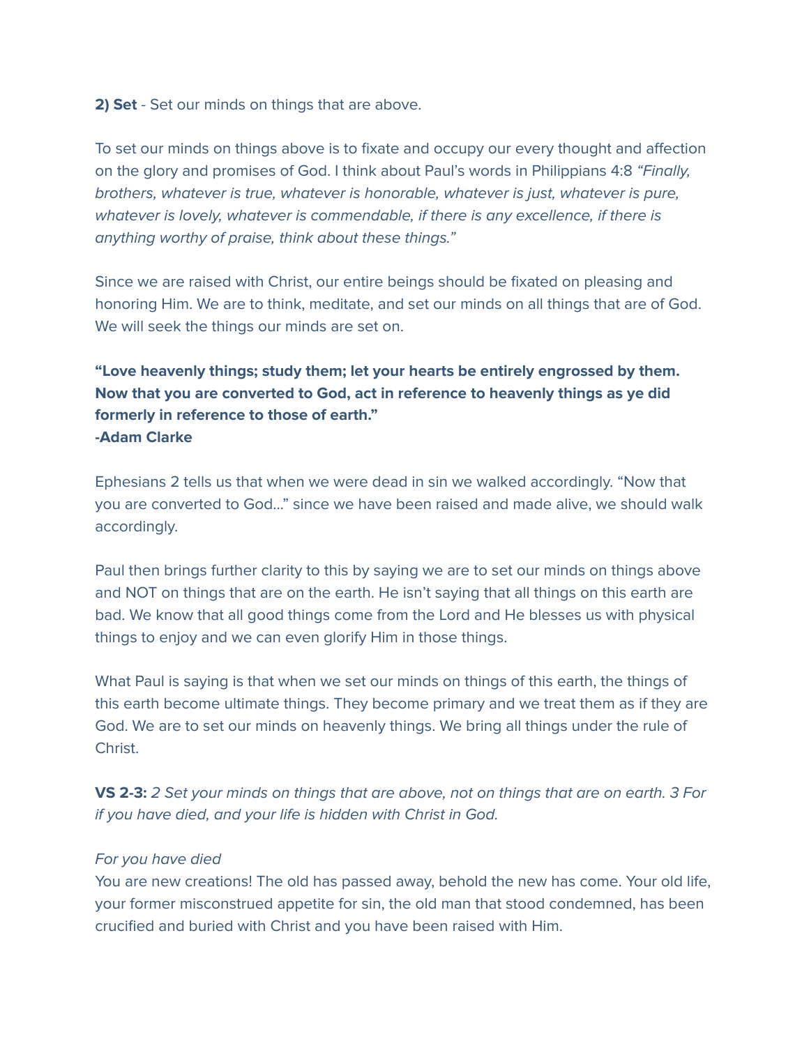**2) Set** - Set our minds on things that are above.

To set our minds on things above is to fixate and occupy our every thought and affection on the glory and promises of God. I think about Paul's words in Philippians 4:8 *"Finally, brothers, whatever is true, whatever is honorable, whatever is just, whatever is pure, whatever is lovely, whatever is commendable, if there is any excellence, if there is anything worthy of praise, think about these things."*

Since we are raised with Christ, our entire beings should be fixated on pleasing and honoring Him. We are to think, meditate, and set our minds on all things that are of God. We will seek the things our minds are set on.

**"Love heavenly things; study them; let your hearts be entirely engrossed by them. Now that you are converted to God, act in reference to heavenly things as ye did formerly in reference to those of earth."**
**-Adam Clarke**

Ephesians 2 tells us that when we were dead in sin we walked accordingly. "Now that you are converted to God…" since we have been raised and made alive, we should walk accordingly.

Paul then brings further clarity to this by saying we are to set our minds on things above and NOT on things that are on the earth. He isn't saying that all things on this earth are bad. We know that all good things come from the Lord and He blesses us with physical things to enjoy and we can even glorify Him in those things.

What Paul is saying is that when we set our minds on things of this earth, the things of this earth become ultimate things. They become primary and we treat them as if they are God. We are to set our minds on heavenly things. We bring all things under the rule of Christ.

**VS 2-3:** *2 Set your minds on things that are above, not on things that are on earth. 3 For if you have died, and your life is hidden with Christ in God.*

*For you have died*
You are new creations! The old has passed away, behold the new has come. Your old life, your former misconstrued appetite for sin, the old man that stood condemned, has been crucified and buried with Christ and you have been raised with Him.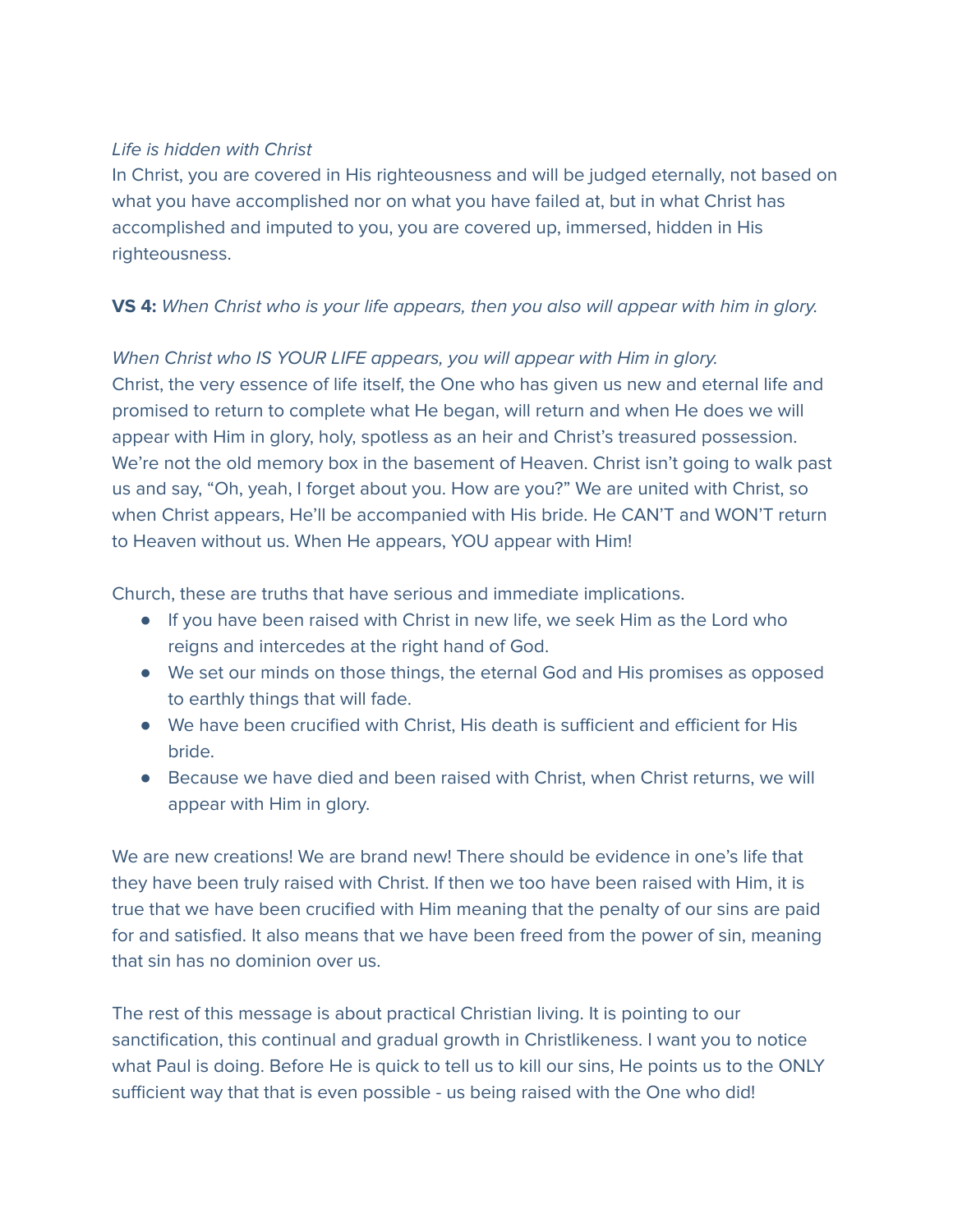*Life is hidden with Christ*
In Christ, you are covered in His righteousness and will be judged eternally, not based on what you have accomplished nor on what you have failed at, but in what Christ has accomplished and imputed to you, you are covered up, immersed, hidden in His righteousness.

**VS 4:** *When Christ who is your life appears, then you also will appear with him in glory.*

*When Christ who IS YOUR LIFE appears, you will appear with Him in glory.*
Christ, the very essence of life itself, the One who has given us new and eternal life and promised to return to complete what He began, will return and when He does we will appear with Him in glory, holy, spotless as an heir and Christ's treasured possession. We're not the old memory box in the basement of Heaven. Christ isn't going to walk past us and say, "Oh, yeah, I forget about you. How are you?" We are united with Christ, so when Christ appears, He'll be accompanied with His bride. He CAN'T and WON'T return to Heaven without us. When He appears, YOU appear with Him!

Church, these are truths that have serious and immediate implications.

- If you have been raised with Christ in new life, we seek Him as the Lord who reigns and intercedes at the right hand of God.
- We set our minds on those things, the eternal God and His promises as opposed to earthly things that will fade.
- We have been crucified with Christ, His death is sufficient and efficient for His bride.
- Because we have died and been raised with Christ, when Christ returns, we will appear with Him in glory.

We are new creations! We are brand new! There should be evidence in one's life that they have been truly raised with Christ. If then we too have been raised with Him, it is true that we have been crucified with Him meaning that the penalty of our sins are paid for and satisfied. It also means that we have been freed from the power of sin, meaning that sin has no dominion over us.

The rest of this message is about practical Christian living. It is pointing to our sanctification, this continual and gradual growth in Christlikeness. I want you to notice what Paul is doing. Before He is quick to tell us to kill our sins, He points us to the ONLY sufficient way that that is even possible - us being raised with the One who did!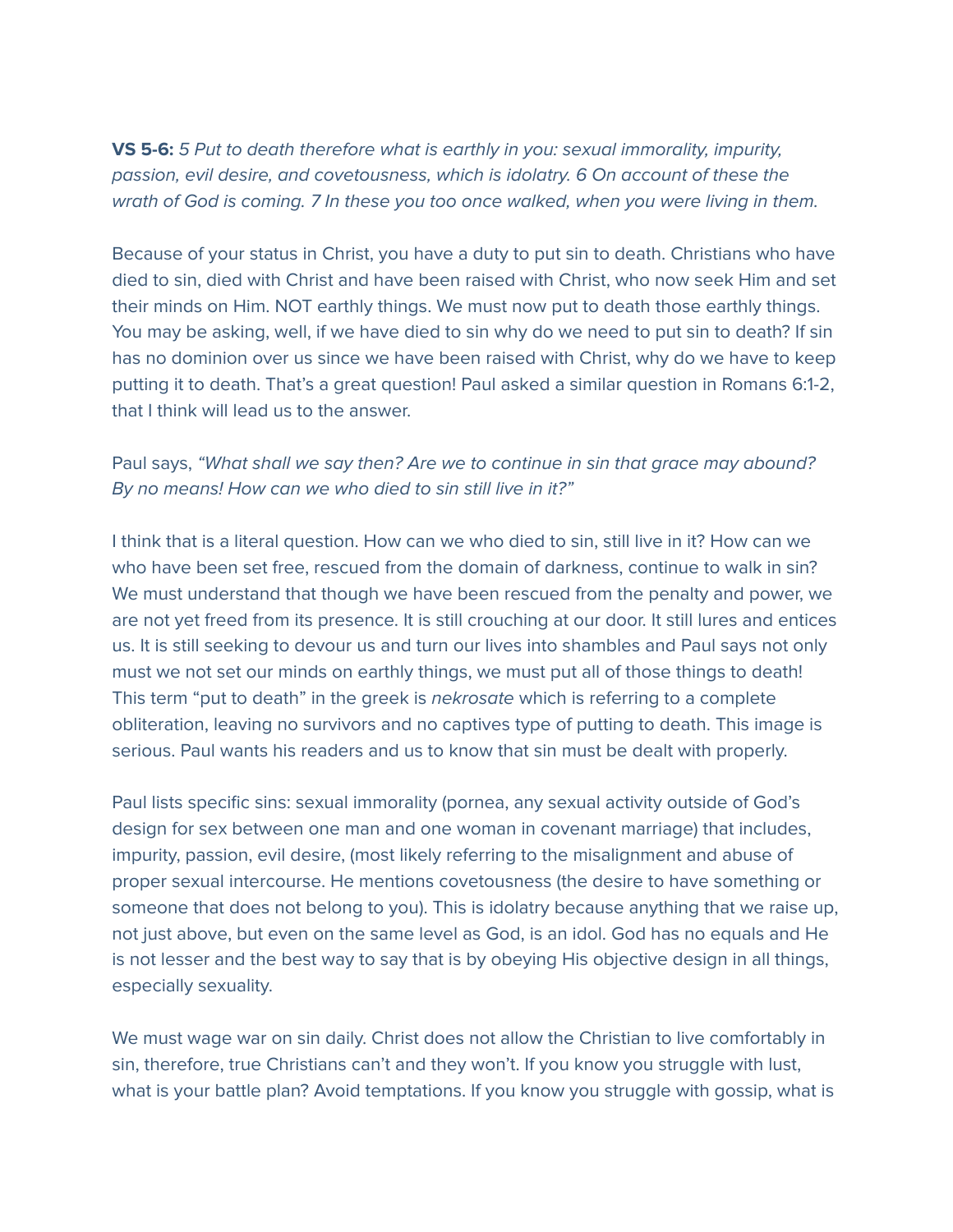**VS 5-6:** *5 Put to death therefore what is earthly in you: sexual immorality, impurity, passion, evil desire, and covetousness, which is idolatry. 6 On account of these the wrath of God is coming. 7 In these you too once walked, when you were living in them.*

Because of your status in Christ, you have a duty to put sin to death. Christians who have died to sin, died with Christ and have been raised with Christ, who now seek Him and set their minds on Him. NOT earthly things. We must now put to death those earthly things. You may be asking, well, if we have died to sin why do we need to put sin to death? If sin has no dominion over us since we have been raised with Christ, why do we have to keep putting it to death. That's a great question! Paul asked a similar question in Romans 6:1-2, that I think will lead us to the answer.

Paul says, *"What shall we say then? Are we to continue in sin that grace may abound? By no means! How can we who died to sin still live in it?"*

I think that is a literal question. How can we who died to sin, still live in it? How can we who have been set free, rescued from the domain of darkness, continue to walk in sin? We must understand that though we have been rescued from the penalty and power, we are not yet freed from its presence. It is still crouching at our door. It still lures and entices us. It is still seeking to devour us and turn our lives into shambles and Paul says not only must we not set our minds on earthly things, we must put all of those things to death! This term "put to death" in the greek is *nekrosate* which is referring to a complete obliteration, leaving no survivors and no captives type of putting to death. This image is serious. Paul wants his readers and us to know that sin must be dealt with properly.

Paul lists specific sins: sexual immorality (pornea, any sexual activity outside of God's design for sex between one man and one woman in covenant marriage) that includes, impurity, passion, evil desire, (most likely referring to the misalignment and abuse of proper sexual intercourse. He mentions covetousness (the desire to have something or someone that does not belong to you). This is idolatry because anything that we raise up, not just above, but even on the same level as God, is an idol. God has no equals and He is not lesser and the best way to say that is by obeying His objective design in all things, especially sexuality.

We must wage war on sin daily. Christ does not allow the Christian to live comfortably in sin, therefore, true Christians can't and they won't. If you know you struggle with lust, what is your battle plan? Avoid temptations. If you know you struggle with gossip, what is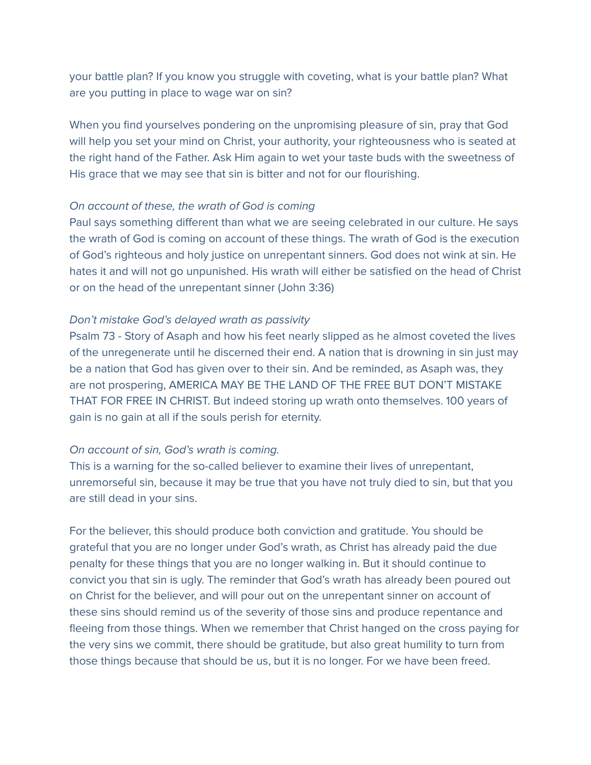your battle plan? If you know you struggle with coveting, what is your battle plan? What are you putting in place to wage war on sin?

When you find yourselves pondering on the unpromising pleasure of sin, pray that God will help you set your mind on Christ, your authority, your righteousness who is seated at the right hand of the Father. Ask Him again to wet your taste buds with the sweetness of His grace that we may see that sin is bitter and not for our flourishing.

*On account of these, the wrath of God is coming*
Paul says something different than what we are seeing celebrated in our culture. He says the wrath of God is coming on account of these things. The wrath of God is the execution of God's righteous and holy justice on unrepentant sinners. God does not wink at sin. He hates it and will not go unpunished. His wrath will either be satisfied on the head of Christ or on the head of the unrepentant sinner (John 3:36)

*Don't mistake God's delayed wrath as passivity*
Psalm 73 - Story of Asaph and how his feet nearly slipped as he almost coveted the lives of the unregenerate until he discerned their end. A nation that is drowning in sin just may be a nation that God has given over to their sin. And be reminded, as Asaph was, they are not prospering, AMERICA MAY BE THE LAND OF THE FREE BUT DON'T MISTAKE THAT FOR FREE IN CHRIST. But indeed storing up wrath onto themselves. 100 years of gain is no gain at all if the souls perish for eternity.

*On account of sin, God's wrath is coming.*
This is a warning for the so-called believer to examine their lives of unrepentant, unremorseful sin, because it may be true that you have not truly died to sin, but that you are still dead in your sins.

For the believer, this should produce both conviction and gratitude. You should be grateful that you are no longer under God's wrath, as Christ has already paid the due penalty for these things that you are no longer walking in. But it should continue to convict you that sin is ugly. The reminder that God's wrath has already been poured out on Christ for the believer, and will pour out on the unrepentant sinner on account of these sins should remind us of the severity of those sins and produce repentance and fleeing from those things. When we remember that Christ hanged on the cross paying for the very sins we commit, there should be gratitude, but also great humility to turn from those things because that should be us, but it is no longer. For we have been freed.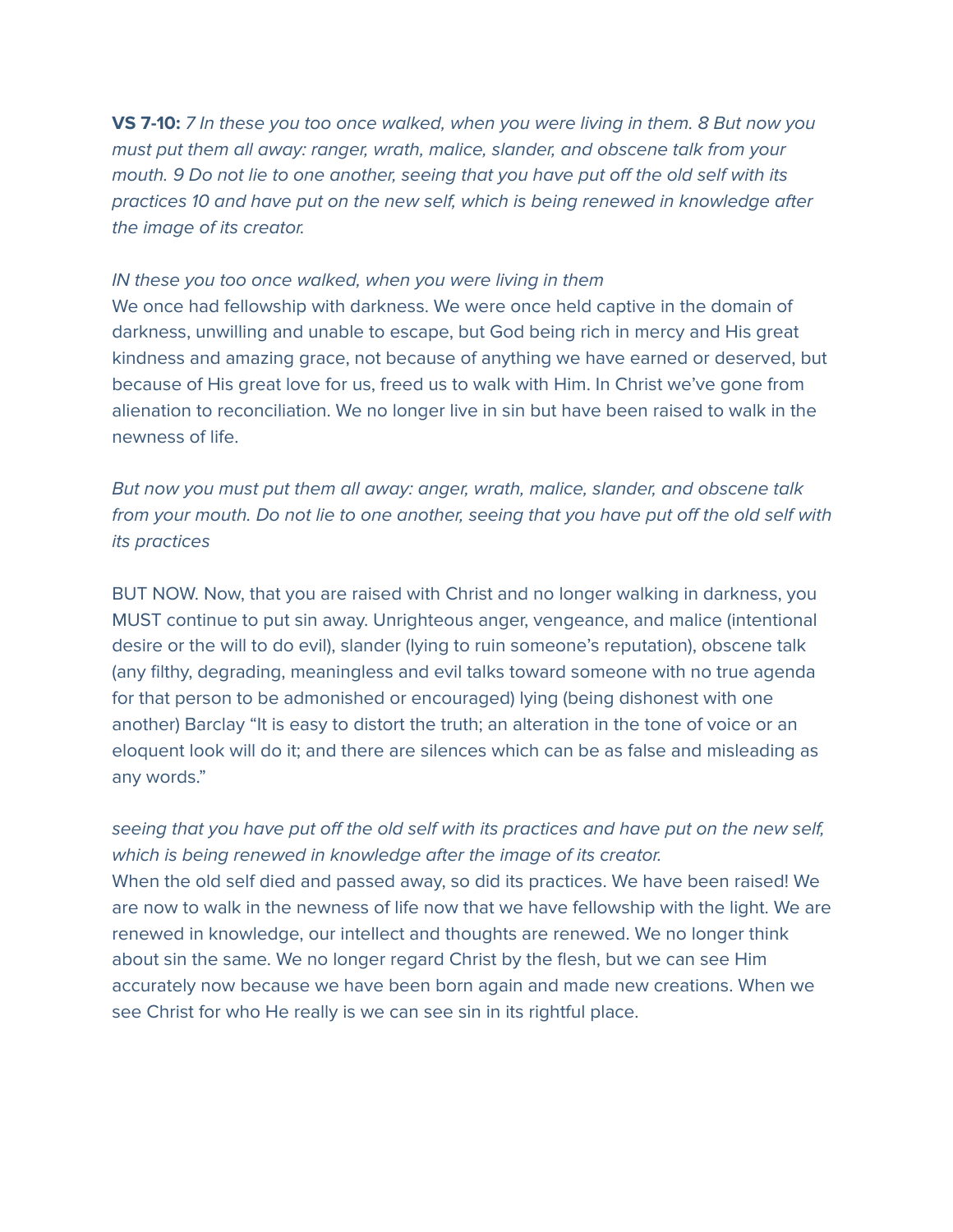**VS 7-10:** *7 In these you too once walked, when you were living in them. 8 But now you must put them all away: ranger, wrath, malice, slander, and obscene talk from your mouth. 9 Do not lie to one another, seeing that you have put off the old self with its practices 10 and have put on the new self, which is being renewed in knowledge after the image of its creator.*

*IN these you too once walked, when you were living in them*
We once had fellowship with darkness. We were once held captive in the domain of darkness, unwilling and unable to escape, but God being rich in mercy and His great kindness and amazing grace, not because of anything we have earned or deserved, but because of His great love for us, freed us to walk with Him. In Christ we've gone from alienation to reconciliation. We no longer live in sin but have been raised to walk in the newness of life.

*But now you must put them all away: anger, wrath, malice, slander, and obscene talk from your mouth. Do not lie to one another, seeing that you have put off the old self with its practices*

BUT NOW. Now, that you are raised with Christ and no longer walking in darkness, you MUST continue to put sin away. Unrighteous anger, vengeance, and malice (intentional desire or the will to do evil), slander (lying to ruin someone's reputation), obscene talk (any filthy, degrading, meaningless and evil talks toward someone with no true agenda for that person to be admonished or encouraged) lying (being dishonest with one another) Barclay "It is easy to distort the truth; an alteration in the tone of voice or an eloquent look will do it; and there are silences which can be as false and misleading as any words."

*seeing that you have put off the old self with its practices and have put on the new self, which is being renewed in knowledge after the image of its creator.*
When the old self died and passed away, so did its practices. We have been raised! We are now to walk in the newness of life now that we have fellowship with the light. We are renewed in knowledge, our intellect and thoughts are renewed. We no longer think about sin the same. We no longer regard Christ by the flesh, but we can see Him accurately now because we have been born again and made new creations. When we see Christ for who He really is we can see sin in its rightful place.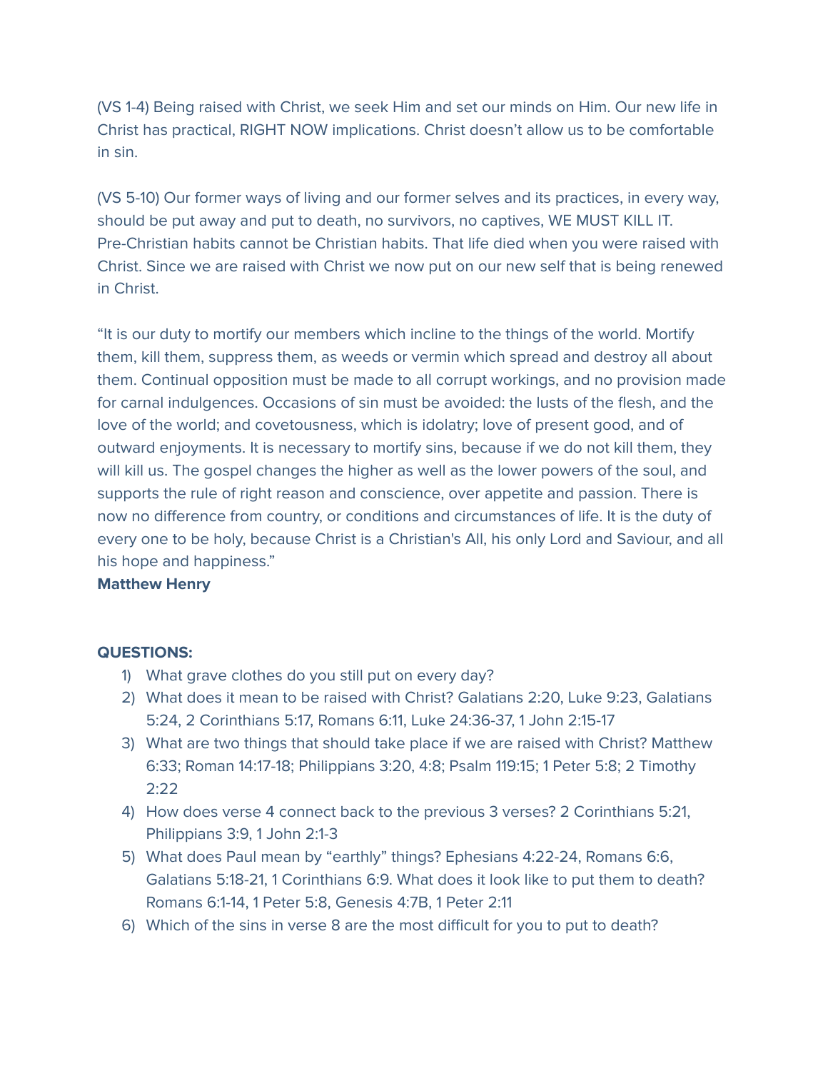(VS 1-4) Being raised with Christ, we seek Him and set our minds on Him. Our new life in Christ has practical, RIGHT NOW implications. Christ doesn't allow us to be comfortable in sin.

(VS 5-10) Our former ways of living and our former selves and its practices, in every way, should be put away and put to death, no survivors, no captives, WE MUST KILL IT. Pre-Christian habits cannot be Christian habits. That life died when you were raised with Christ. Since we are raised with Christ we now put on our new self that is being renewed in Christ.

"It is our duty to mortify our members which incline to the things of the world. Mortify them, kill them, suppress them, as weeds or vermin which spread and destroy all about them. Continual opposition must be made to all corrupt workings, and no provision made for carnal indulgences. Occasions of sin must be avoided: the lusts of the flesh, and the love of the world; and covetousness, which is idolatry; love of present good, and of outward enjoyments. It is necessary to mortify sins, because if we do not kill them, they will kill us. The gospel changes the higher as well as the lower powers of the soul, and supports the rule of right reason and conscience, over appetite and passion. There is now no difference from country, or conditions and circumstances of life. It is the duty of every one to be holy, because Christ is a Christian's All, his only Lord and Saviour, and all his hope and happiness."
**Matthew Henry**

**QUESTIONS:**

1) What grave clothes do you still put on every day?
2) What does it mean to be raised with Christ? Galatians 2:20, Luke 9:23, Galatians 5:24, 2 Corinthians 5:17, Romans 6:11, Luke 24:36-37, 1 John 2:15-17
3) What are two things that should take place if we are raised with Christ? Matthew 6:33; Roman 14:17-18; Philippians 3:20, 4:8; Psalm 119:15; 1 Peter 5:8; 2 Timothy 2:22
4) How does verse 4 connect back to the previous 3 verses? 2 Corinthians 5:21, Philippians 3:9, 1 John 2:1-3
5) What does Paul mean by "earthly" things? Ephesians 4:22-24, Romans 6:6, Galatians 5:18-21, 1 Corinthians 6:9. What does it look like to put them to death? Romans 6:1-14, 1 Peter 5:8, Genesis 4:7B, 1 Peter 2:11
6) Which of the sins in verse 8 are the most difficult for you to put to death?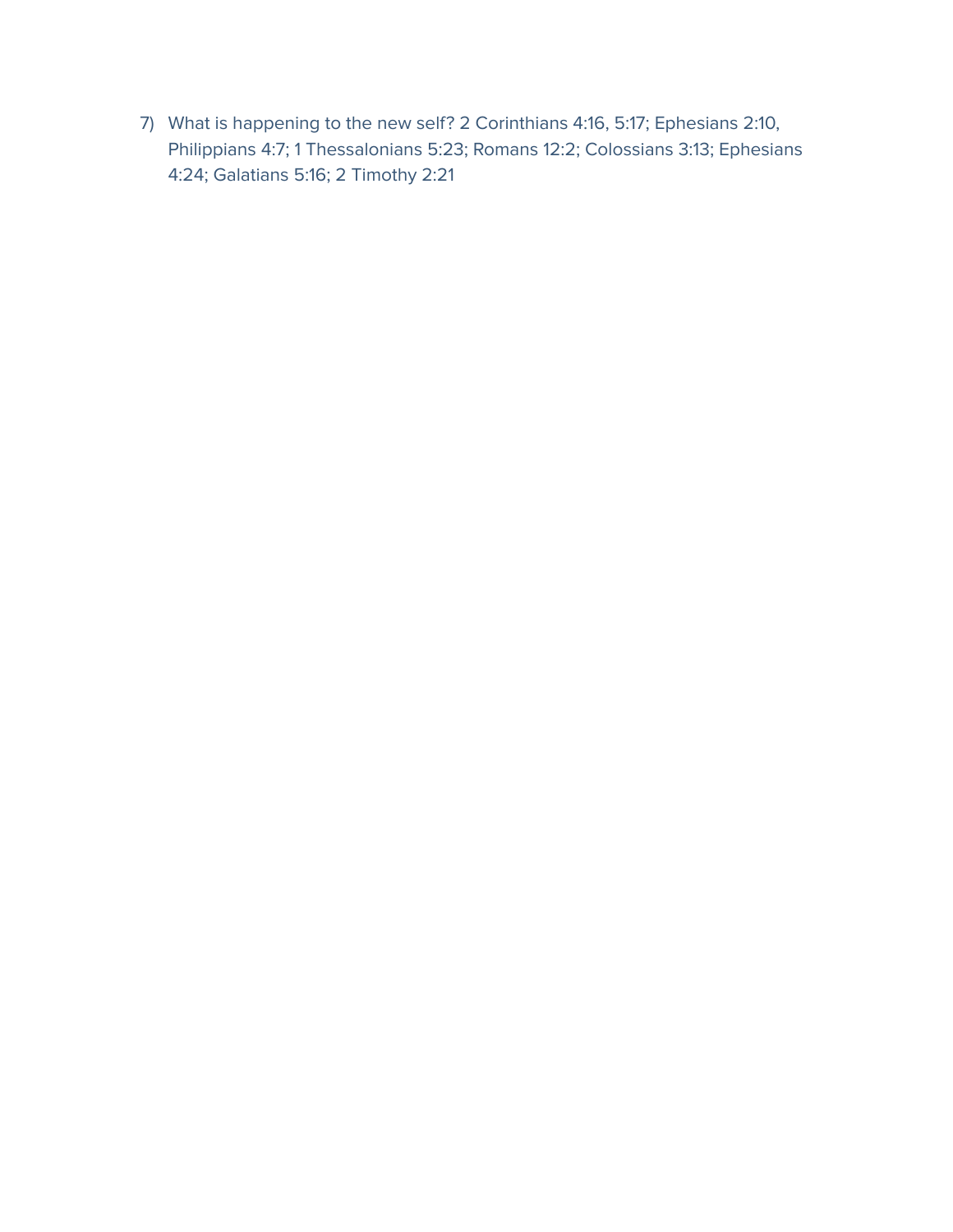7) What is happening to the new self? 2 Corinthians 4:16, 5:17; Ephesians 2:10, Philippians 4:7; 1 Thessalonians 5:23; Romans 12:2; Colossians 3:13; Ephesians 4:24; Galatians 5:16; 2 Timothy 2:21